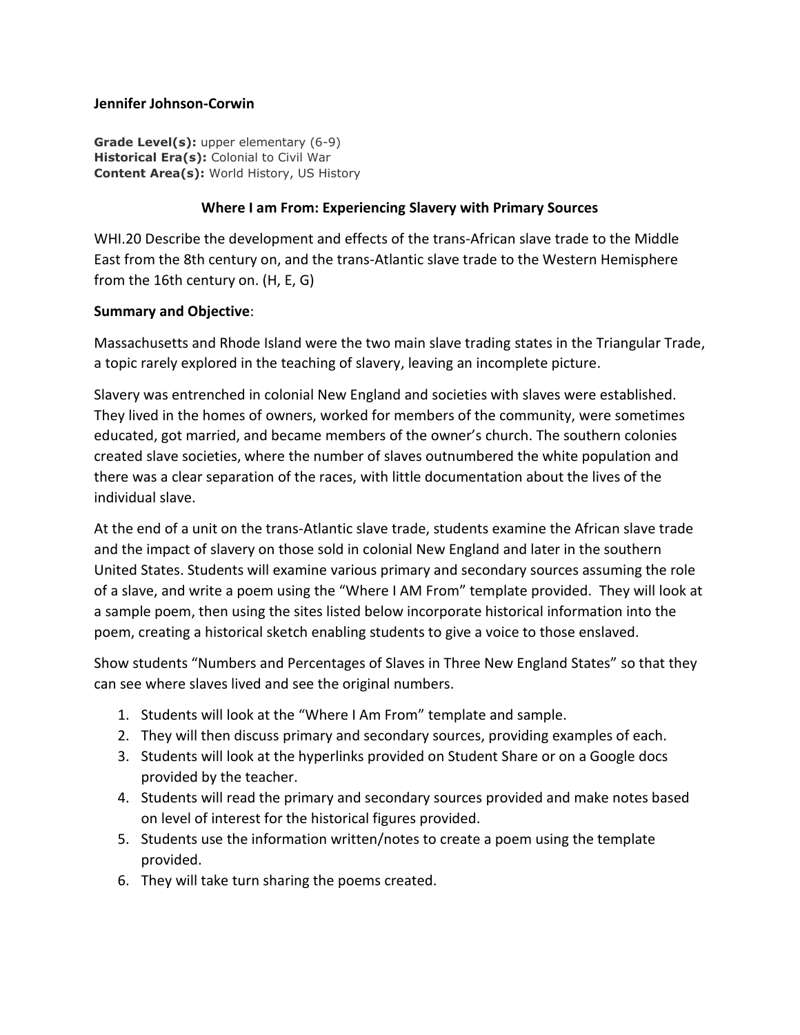**Jennifer Johnson-Corwin**

**Grade Level(s):** upper elementary (6-9)
**Historical Era(s):** Colonial to Civil War
**Content Area(s):** World History, US History

### Where I am From: Experiencing Slavery with Primary Sources

WHI.20 Describe the development and effects of the trans-African slave trade to the Middle East from the 8th century on, and the trans-Atlantic slave trade to the Western Hemisphere from the 16th century on. (H, E, G)

**Summary and Objective**:

Massachusetts and Rhode Island were the two main slave trading states in the Triangular Trade, a topic rarely explored in the teaching of slavery, leaving an incomplete picture.

Slavery was entrenched in colonial New England and societies with slaves were established. They lived in the homes of owners, worked for members of the community, were sometimes educated, got married, and became members of the owner's church. The southern colonies created slave societies, where the number of slaves outnumbered the white population and there was a clear separation of the races, with little documentation about the lives of the individual slave.

At the end of a unit on the trans-Atlantic slave trade, students examine the African slave trade and the impact of slavery on those sold in colonial New England and later in the southern United States. Students will examine various primary and secondary sources assuming the role of a slave, and write a poem using the "Where I AM From" template provided. They will look at a sample poem, then using the sites listed below incorporate historical information into the poem, creating a historical sketch enabling students to give a voice to those enslaved.

Show students "Numbers and Percentages of Slaves in Three New England States" so that they can see where slaves lived and see the original numbers.

1. Students will look at the "Where I Am From" template and sample.
2. They will then discuss primary and secondary sources, providing examples of each.
3. Students will look at the hyperlinks provided on Student Share or on a Google docs provided by the teacher.
4. Students will read the primary and secondary sources provided and make notes based on level of interest for the historical figures provided.
5. Students use the information written/notes to create a poem using the template provided.
6. They will take turn sharing the poems created.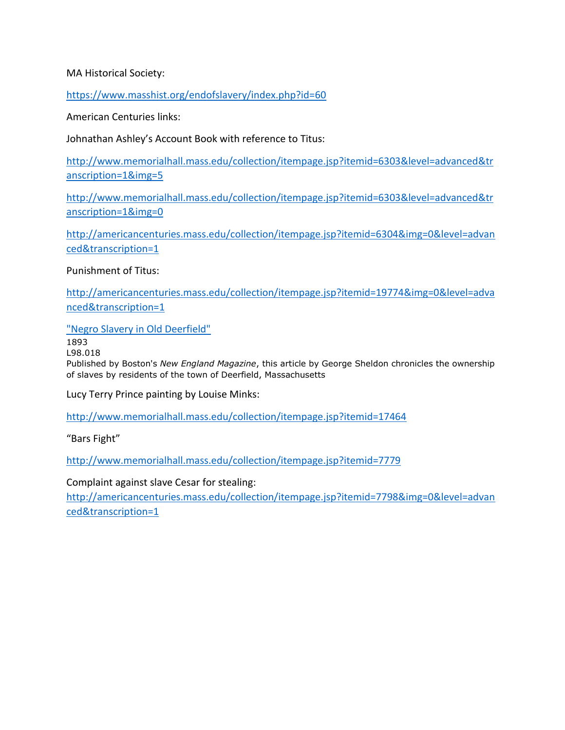MA Historical Society:

https://www.masshist.org/endofslavery/index.php?id=60

American Centuries links:

Johnathan Ashley's Account Book with reference to Titus:

http://www.memorialhall.mass.edu/collection/itempage.jsp?itemid=6303&level=advanced&transcription=1&img=5

http://www.memorialhall.mass.edu/collection/itempage.jsp?itemid=6303&level=advanced&transcription=1&img=0

http://americancenturies.mass.edu/collection/itempage.jsp?itemid=6304&img=0&level=advanced&transcription=1

Punishment of Titus:

http://americancenturies.mass.edu/collection/itempage.jsp?itemid=19774&img=0&level=advanced&transcription=1

"Negro Slavery in Old Deerfield"
1893
L98.018
Published by Boston's *New England Magazine*, this article by George Sheldon chronicles the ownership of slaves by residents of the town of Deerfield, Massachusetts

Lucy Terry Prince painting by Louise Minks:

http://www.memorialhall.mass.edu/collection/itempage.jsp?itemid=17464

"Bars Fight"

http://www.memorialhall.mass.edu/collection/itempage.jsp?itemid=7779

Complaint against slave Cesar for stealing:
http://americancenturies.mass.edu/collection/itempage.jsp?itemid=7798&img=0&level=advanced&transcription=1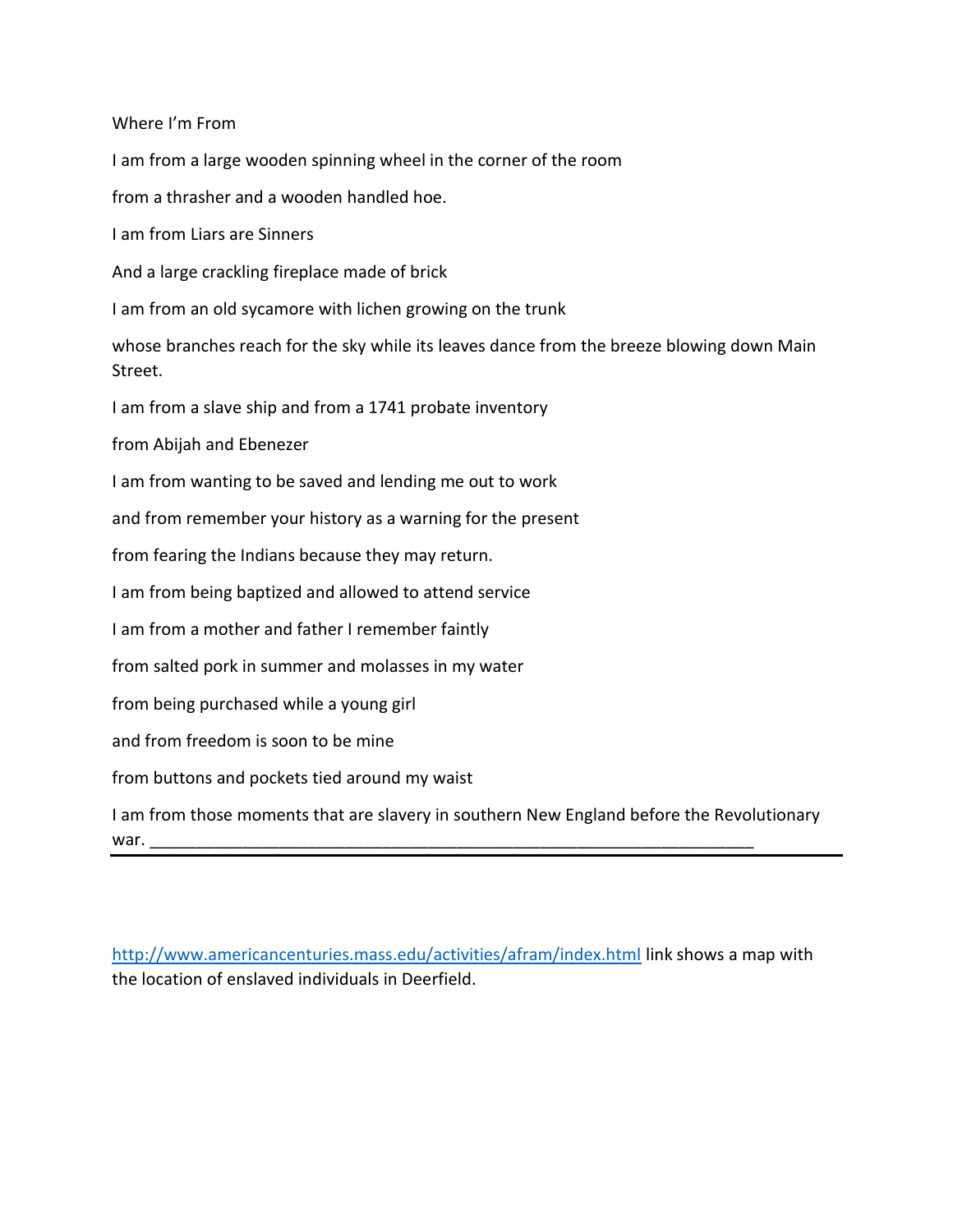Where I'm From

I am from a large wooden spinning wheel in the corner of the room

from a thrasher and a wooden handled hoe.

I am from Liars are Sinners

And a large crackling fireplace made of brick

I am from an old sycamore with lichen growing on the trunk

whose branches reach for the sky while its leaves dance from the breeze blowing down Main Street.

I am from a slave ship and from a 1741 probate inventory

from Abijah and Ebenezer

I am from wanting to be saved and lending me out to work

and from remember your history as a warning for the present

from fearing the Indians because they may return.

I am from being baptized and allowed to attend service

I am from a mother and father I remember faintly

from salted pork in summer and molasses in my water

from being purchased while a young girl

and from freedom is soon to be mine

from buttons and pockets tied around my waist

I am from those moments that are slavery in southern New England before the Revolutionary war. ________________________________________________________________

---

http://www.americancenturies.mass.edu/activities/afram/index.html link shows a map with the location of enslaved individuals in Deerfield.